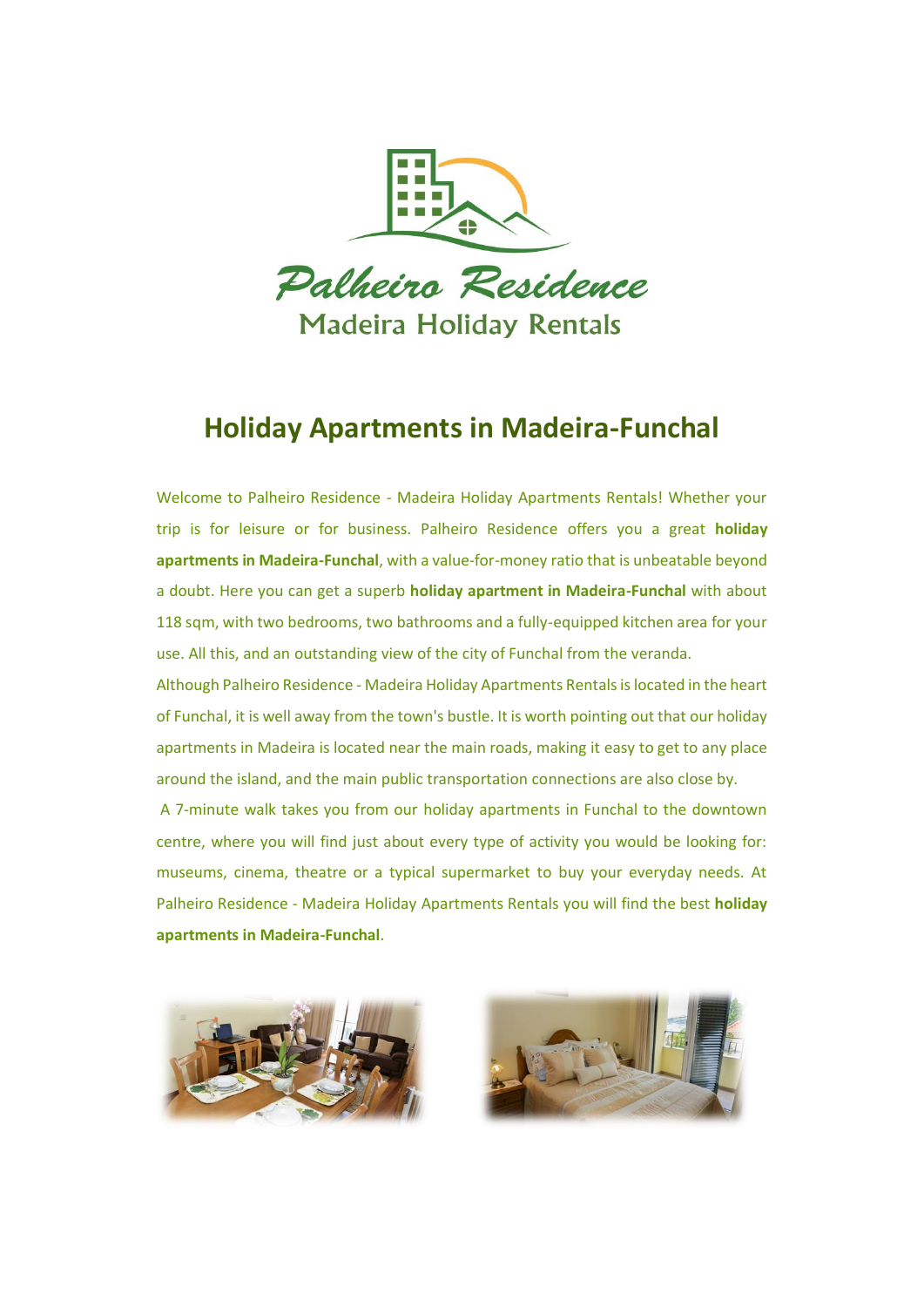Palheiro Residence

Madeira Holiday Rentals

# Holiday Apartments in Madeira-Funchal

Welcome to Palheiro Residence - Madeira Holiday Apartments Rentals! Whether your trip is for leisure or for business. Palheiro Residence offers you a great **holiday apartments in Madeira-Funchal**, with a value-for-money ratio that is unbeatable beyond a doubt. Here you can get a superb **holiday apartment in Madeira-Funchal** with about 118 sqm, with two bedrooms, two bathrooms and a fully-equipped kitchen area for your use. All this, and an outstanding view of the city of Funchal from the veranda.

Although Palheiro Residence - Madeira Holiday Apartments Rentals is located in the heart of Funchal, it is well away from the town's bustle. It is worth pointing out that our holiday apartments in Madeira is located near the main roads, making it easy to get to any place around the island, and the main public transportation connections are also close by.

A 7-minute walk takes you from our holiday apartments in Funchal to the downtown centre, where you will find just about every type of activity you would be looking for: museums, cinema, theatre or a typical supermarket to buy your everyday needs. At Palheiro Residence - Madeira Holiday Apartments Rentals you will find the best **holiday apartments in Madeira-Funchal**.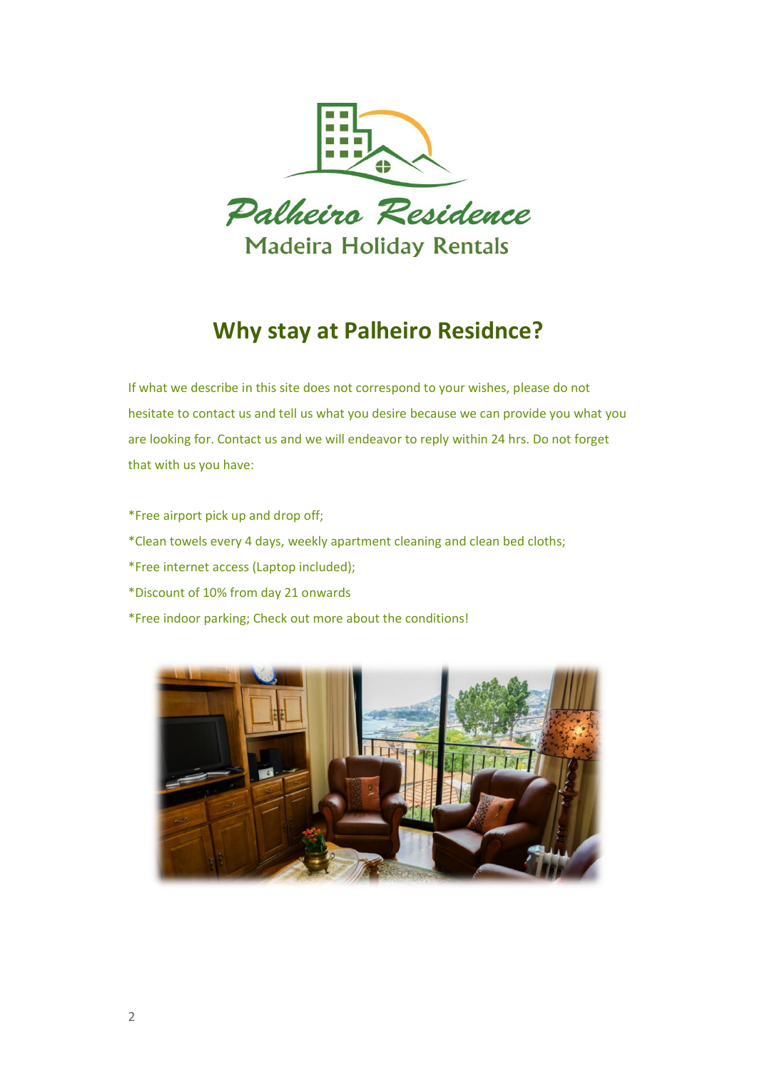Palheiro Residence

Madeira Holiday Rentals

## Why stay at Palheiro Residnce?

If what we describe in this site does not correspond to your wishes, please do not hesitate to contact us and tell us what you desire because we can provide you what you are looking for. Contact us and we will endeavor to reply within 24 hrs. Do not forget that with us you have:

*Free airport pick up and drop off;

*Clean towels every 4 days, weekly apartment cleaning and clean bed cloths;

*Free internet access (Laptop included);

*Discount of 10% from day 21 onwards

*Free indoor parking; Check out more about the conditions!